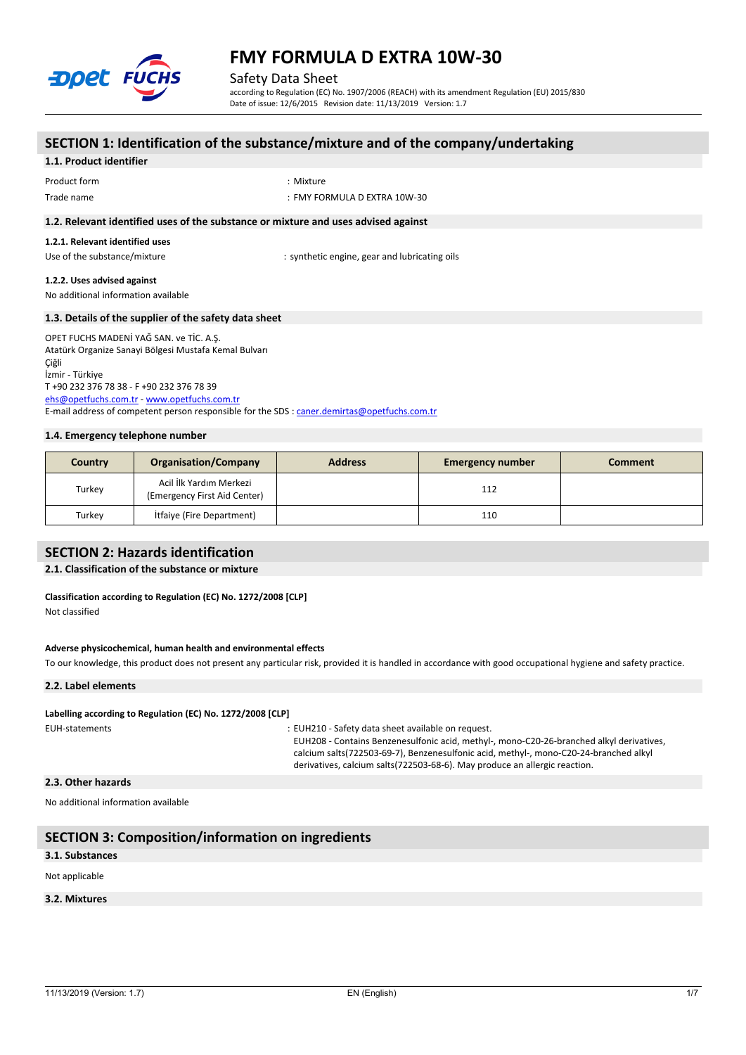# FMY FORMULA D EXTRA 10W-30

Safety Data Sheet

according to Regulation (EC) No. 1907/2006 (REACH) with its amendment Regulation (EU) 2015/830

Date of issue: 12/6/2015 Revision date: 11/13/2019 Version: 1.7

## SECTION 1: Identification of the substance/mixture and of the company/undertaking

### 1.1. Product identifier

Product form : Mixture

Trade name : FMY FORMULA D EXTRA 10W-30

### 1.2. Relevant identified uses of the substance or mixture and uses advised against

#### 1.2.1. Relevant identified uses

Use of the substance/mixture : synthetic engine, gear and lubricating oils

#### 1.2.2. Uses advised against

No additional information available

### 1.3. Details of the supplier of the safety data sheet

OPET FUCHS MADENİ YAĞ SAN. ve TİC. A.Ş.
Atatürk Organize Sanayi Bölgesi Mustafa Kemal Bulvarı
Çiğli
İzmir - Türkiye
T +90 232 376 78 38 - F +90 232 376 78 39
ehs@opetfuchs.com.tr - www.opetfuchs.com.tr
E-mail address of competent person responsible for the SDS : caner.demirtas@opetfuchs.com.tr

### 1.4. Emergency telephone number

| Country | Organisation/Company | Address | Emergency number | Comment |
|---|---|---|---|---|
| Turkey | Acil İlk Yardım Merkezi (Emergency First Aid Center) | | 112 | |
| Turkey | İtfaiye (Fire Department) | | 110 | |

## SECTION 2: Hazards identification

### 2.1. Classification of the substance or mixture

**Classification according to Regulation (EC) No. 1272/2008 [CLP]**

Not classified

**Adverse physicochemical, human health and environmental effects**

To our knowledge, this product does not present any particular risk, provided it is handled in accordance with good occupational hygiene and safety practice.

### 2.2. Label elements

**Labelling according to Regulation (EC) No. 1272/2008 [CLP]**

EUH-statements : EUH210 - Safety data sheet available on request.
EUH208 - Contains Benzenesulfonic acid, methyl-, mono-C20-26-branched alkyl derivatives, calcium salts(722503-69-7), Benzenesulfonic acid, methyl-, mono-C20-24-branched alkyl derivatives, calcium salts(722503-68-6). May produce an allergic reaction.

### 2.3. Other hazards

No additional information available

## SECTION 3: Composition/information on ingredients

### 3.1. Substances

Not applicable

### 3.2. Mixtures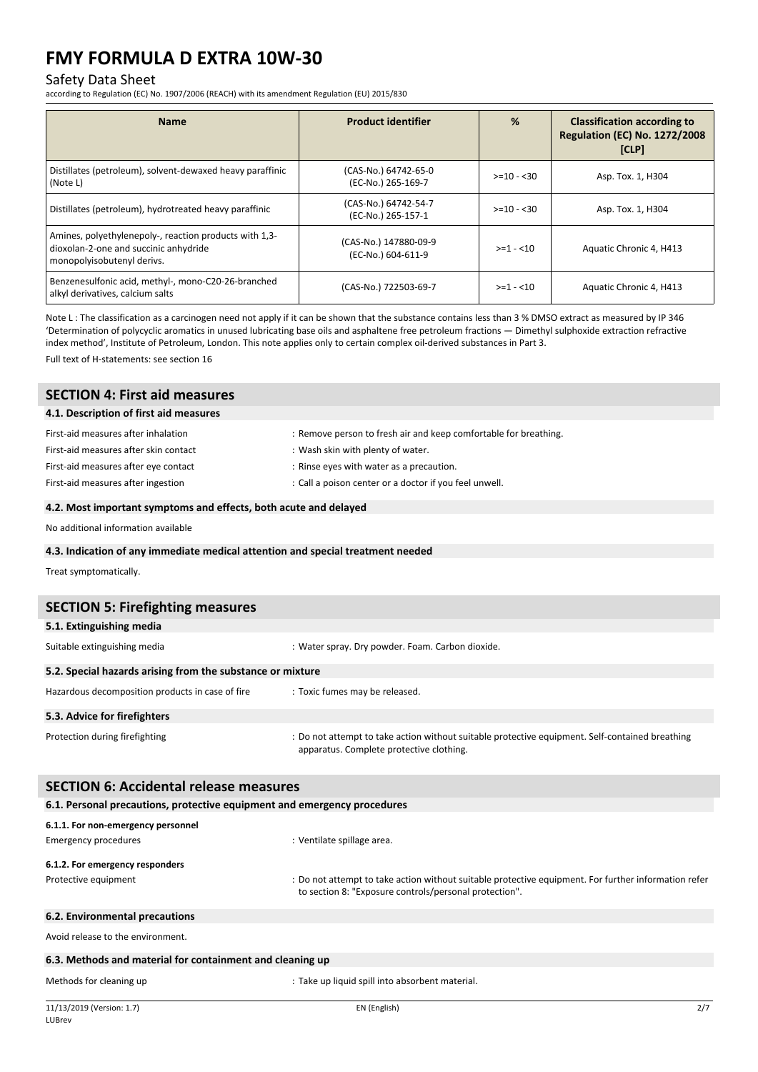| Name | Product identifier | % | Classification according to Regulation (EC) No. 1272/2008 [CLP] |
|---|---|---|---|
| Distillates (petroleum), solvent-dewaxed heavy paraffinic (Note L) | (CAS-No.) 64742-65-0 (EC-No.) 265-169-7 | >=10 - <30 | Asp. Tox. 1, H304 |
| Distillates (petroleum), hydrotreated heavy paraffinic | (CAS-No.) 64742-54-7 (EC-No.) 265-157-1 | >=10 - <30 | Asp. Tox. 1, H304 |
| Amines, polyethylenepoly-, reaction products with 1,3-dioxolan-2-one and succinic anhydride monopolyisobutenyl derivs. | (CAS-No.) 147880-09-9 (EC-No.) 604-611-9 | >=1 - <10 | Aquatic Chronic 4, H413 |
| Benzenesulfonic acid, methyl-, mono-C20-26-branched alkyl derivatives, calcium salts | (CAS-No.) 722503-69-7 | >=1 - <10 | Aquatic Chronic 4, H413 |

Note L : The classification as a carcinogen need not apply if it can be shown that the substance contains less than 3 % DMSO extract as measured by IP 346 'Determination of polycyclic aromatics in unused lubricating base oils and asphaltene free petroleum fractions — Dimethyl sulphoxide extraction refractive index method', Institute of Petroleum, London. This note applies only to certain complex oil-derived substances in Part 3.

Full text of H-statements: see section 16

## SECTION 4: First aid measures

### 4.1. Description of first aid measures

First-aid measures after inhalation : Remove person to fresh air and keep comfortable for breathing.

First-aid measures after skin contact : Wash skin with plenty of water.

First-aid measures after eye contact : Rinse eyes with water as a precaution.

First-aid measures after ingestion : Call a poison center or a doctor if you feel unwell.

### 4.2. Most important symptoms and effects, both acute and delayed

No additional information available

### 4.3. Indication of any immediate medical attention and special treatment needed

Treat symptomatically.

## SECTION 5: Firefighting measures

### 5.1. Extinguishing media

Suitable extinguishing media : Water spray. Dry powder. Foam. Carbon dioxide.

### 5.2. Special hazards arising from the substance or mixture

Hazardous decomposition products in case of fire : Toxic fumes may be released.

### 5.3. Advice for firefighters

Protection during firefighting : Do not attempt to take action without suitable protective equipment. Self-contained breathing apparatus. Complete protective clothing.

## SECTION 6: Accidental release measures

### 6.1. Personal precautions, protective equipment and emergency procedures

#### 6.1.1. For non-emergency personnel

Emergency procedures : Ventilate spillage area.

#### 6.1.2. For emergency responders

Protective equipment : Do not attempt to take action without suitable protective equipment. For further information refer to section 8: "Exposure controls/personal protection".

### 6.2. Environmental precautions

Avoid release to the environment.

### 6.3. Methods and material for containment and cleaning up

Methods for cleaning up : Take up liquid spill into absorbent material.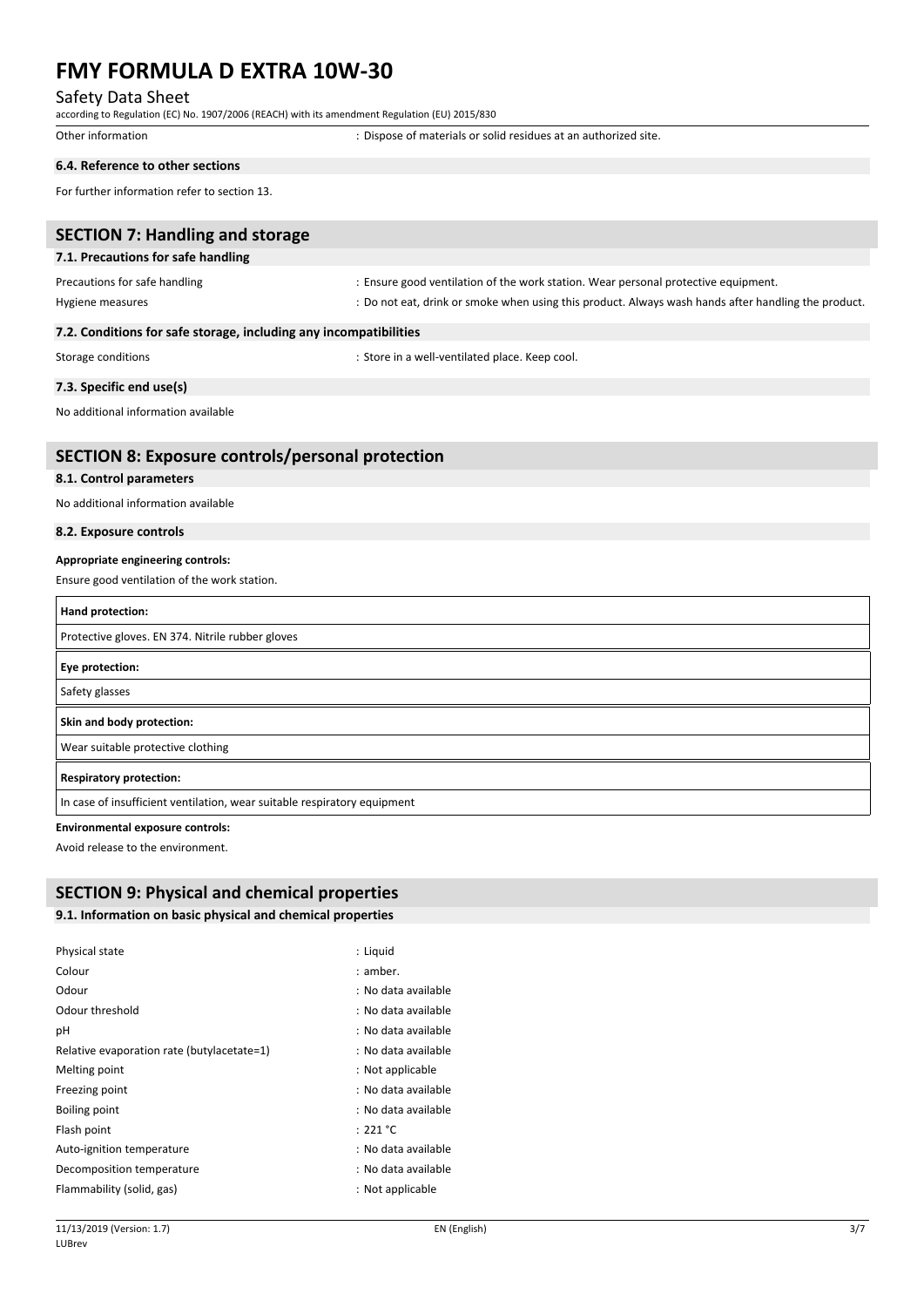Other information : Dispose of materials or solid residues at an authorized site.

### 6.4. Reference to other sections

For further information refer to section 13.

## SECTION 7: Handling and storage

### 7.1. Precautions for safe handling

Precautions for safe handling : Ensure good ventilation of the work station. Wear personal protective equipment.

Hygiene measures : Do not eat, drink or smoke when using this product. Always wash hands after handling the product.

### 7.2. Conditions for safe storage, including any incompatibilities

Storage conditions : Store in a well-ventilated place. Keep cool.

### 7.3. Specific end use(s)

No additional information available

## SECTION 8: Exposure controls/personal protection

### 8.1. Control parameters

No additional information available

### 8.2. Exposure controls

**Appropriate engineering controls:**

Ensure good ventilation of the work station.

| **Hand protection:** |
|---|
| Protective gloves. EN 374. Nitrile rubber gloves |

| **Eye protection:** |
|---|
| Safety glasses |

| **Skin and body protection:** |
|---|
| Wear suitable protective clothing |

| **Respiratory protection:** |
|---|
| In case of insufficient ventilation, wear suitable respiratory equipment |

**Environmental exposure controls:**

Avoid release to the environment.

## SECTION 9: Physical and chemical properties

### 9.1. Information on basic physical and chemical properties

| | |
|---|---|
| Physical state | : Liquid |
| Colour | : amber. |
| Odour | : No data available |
| Odour threshold | : No data available |
| pH | : No data available |
| Relative evaporation rate (butylacetate=1) | : No data available |
| Melting point | : Not applicable |
| Freezing point | : No data available |
| Boiling point | : No data available |
| Flash point | : 221 °C |
| Auto-ignition temperature | : No data available |
| Decomposition temperature | : No data available |
| Flammability (solid, gas) | : Not applicable |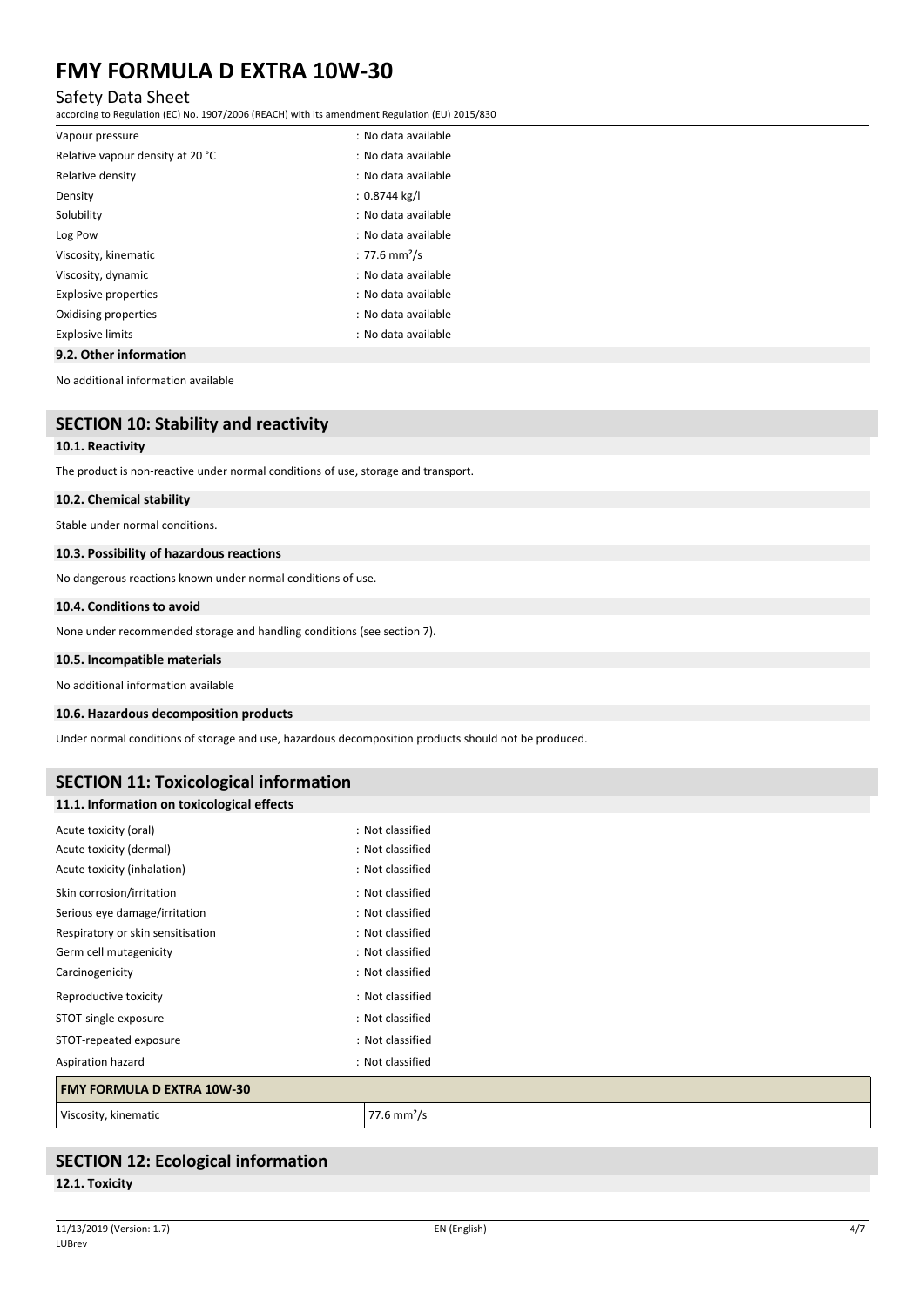| Property | Value |
|---|---|
| Vapour pressure | : No data available |
| Relative vapour density at 20 °C | : No data available |
| Relative density | : No data available |
| Density | : 0.8744 kg/l |
| Solubility | : No data available |
| Log Pow | : No data available |
| Viscosity, kinematic | : 77.6 mm²/s |
| Viscosity, dynamic | : No data available |
| Explosive properties | : No data available |
| Oxidising properties | : No data available |
| Explosive limits | : No data available |

### 9.2. Other information

No additional information available

## SECTION 10: Stability and reactivity

### 10.1. Reactivity

The product is non-reactive under normal conditions of use, storage and transport.

### 10.2. Chemical stability

Stable under normal conditions.

### 10.3. Possibility of hazardous reactions

No dangerous reactions known under normal conditions of use.

### 10.4. Conditions to avoid

None under recommended storage and handling conditions (see section 7).

### 10.5. Incompatible materials

No additional information available

### 10.6. Hazardous decomposition products

Under normal conditions of storage and use, hazardous decomposition products should not be produced.

## SECTION 11: Toxicological information

### 11.1. Information on toxicological effects

| Effect | Classification |
|---|---|
| Acute toxicity (oral) | : Not classified |
| Acute toxicity (dermal) | : Not classified |
| Acute toxicity (inhalation) | : Not classified |
| Skin corrosion/irritation | : Not classified |
| Serious eye damage/irritation | : Not classified |
| Respiratory or skin sensitisation | : Not classified |
| Germ cell mutagenicity | : Not classified |
| Carcinogenicity | : Not classified |
| Reproductive toxicity | : Not classified |
| STOT-single exposure | : Not classified |
| STOT-repeated exposure | : Not classified |
| Aspiration hazard | : Not classified |

| FMY FORMULA D EXTRA 10W-30 | |
|---|---|
| Viscosity, kinematic | 77.6 mm²/s |

## SECTION 12: Ecological information

### 12.1. Toxicity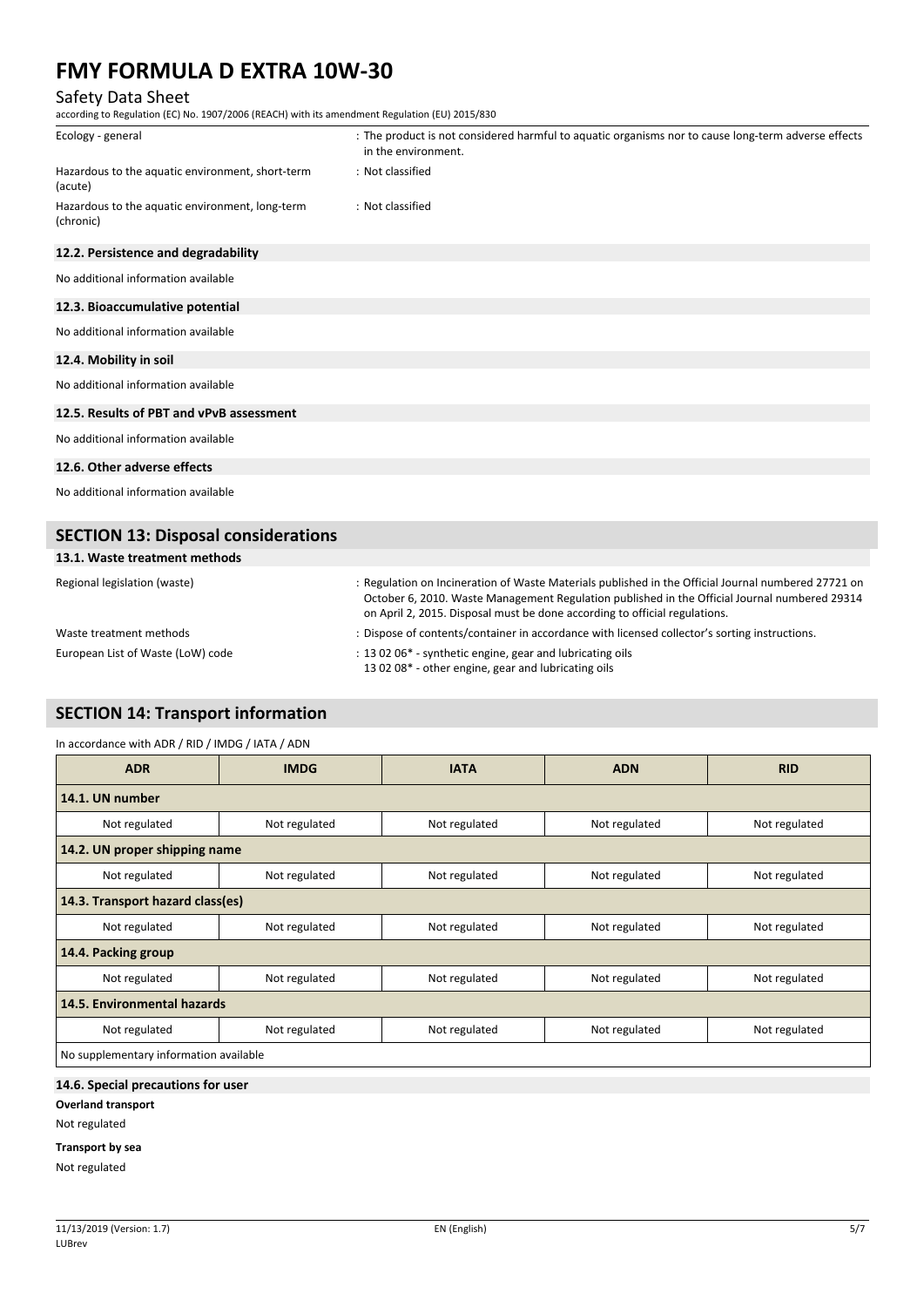| | |
|---|---|
| Ecology - general | : The product is not considered harmful to aquatic organisms nor to cause long-term adverse effects in the environment. |
| Hazardous to the aquatic environment, short-term (acute) | : Not classified |
| Hazardous to the aquatic environment, long-term (chronic) | : Not classified |

### 12.2. Persistence and degradability

No additional information available

### 12.3. Bioaccumulative potential

No additional information available

### 12.4. Mobility in soil

No additional information available

### 12.5. Results of PBT and vPvB assessment

No additional information available

### 12.6. Other adverse effects

No additional information available

## SECTION 13: Disposal considerations

### 13.1. Waste treatment methods

| | |
|---|---|
| Regional legislation (waste) | : Regulation on Incineration of Waste Materials published in the Official Journal numbered 27721 on October 6, 2010. Waste Management Regulation published in the Official Journal numbered 29314 on April 2, 2015. Disposal must be done according to official regulations. |
| Waste treatment methods | : Dispose of contents/container in accordance with licensed collector's sorting instructions. |
| European List of Waste (LoW) code | : 13 02 06* - synthetic engine, gear and lubricating oils<br>13 02 08* - other engine, gear and lubricating oils |

## SECTION 14: Transport information

In accordance with ADR / RID / IMDG / IATA / ADN

| ADR | IMDG | IATA | ADN | RID |
|---|---|---|---|---|
| **14.1. UN number** | | | | |
| Not regulated | Not regulated | Not regulated | Not regulated | Not regulated |
| **14.2. UN proper shipping name** | | | | |
| Not regulated | Not regulated | Not regulated | Not regulated | Not regulated |
| **14.3. Transport hazard class(es)** | | | | |
| Not regulated | Not regulated | Not regulated | Not regulated | Not regulated |
| **14.4. Packing group** | | | | |
| Not regulated | Not regulated | Not regulated | Not regulated | Not regulated |
| **14.5. Environmental hazards** | | | | |
| Not regulated | Not regulated | Not regulated | Not regulated | Not regulated |
| No supplementary information available | | | | |

### 14.6. Special precautions for user

**Overland transport**

Not regulated

**Transport by sea**

Not regulated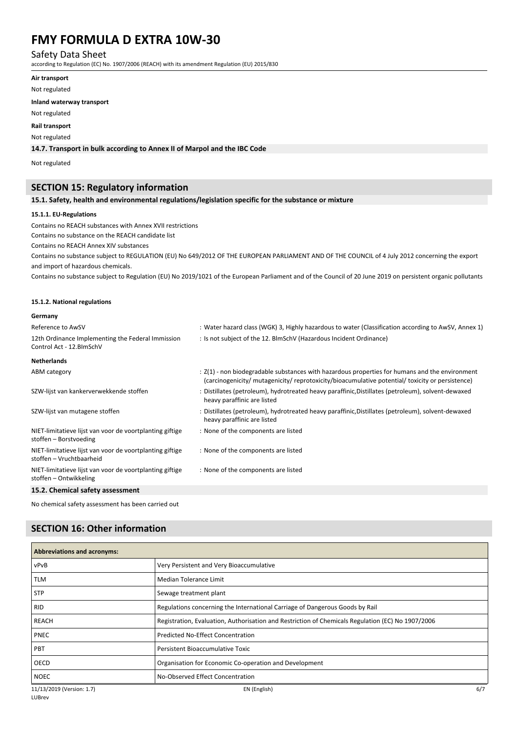**Air transport**

Not regulated

**Inland waterway transport**

Not regulated

**Rail transport**

Not regulated

**14.7. Transport in bulk according to Annex II of Marpol and the IBC Code**

Not regulated

## SECTION 15: Regulatory information

**15.1. Safety, health and environmental regulations/legislation specific for the substance or mixture**

**15.1.1. EU-Regulations**

Contains no REACH substances with Annex XVII restrictions

Contains no substance on the REACH candidate list

Contains no REACH Annex XIV substances

Contains no substance subject to REGULATION (EU) No 649/2012 OF THE EUROPEAN PARLIAMENT AND OF THE COUNCIL of 4 July 2012 concerning the export and import of hazardous chemicals.

Contains no substance subject to Regulation (EU) No 2019/1021 of the European Parliament and of the Council of 20 June 2019 on persistent organic pollutants

**15.1.2. National regulations**

**Germany**

Reference to AwSV : Water hazard class (WGK) 3, Highly hazardous to water (Classification according to AwSV, Annex 1)

12th Ordinance Implementing the Federal Immission Control Act - 12.BImSchV : Is not subject of the 12. BlmSchV (Hazardous Incident Ordinance)

**Netherlands**

ABM category : Z(1) - non biodegradable substances with hazardous properties for humans and the environment (carcinogenicity/ mutagenicity/ reprotoxicity/bioacumulative potential/ toxicity or persistence)

SZW-lijst van kankerverwekkende stoffen : Distillates (petroleum), hydrotreated heavy paraffinic,Distillates (petroleum), solvent-dewaxed heavy paraffinic are listed

SZW-lijst van mutagene stoffen : Distillates (petroleum), hydrotreated heavy paraffinic,Distillates (petroleum), solvent-dewaxed heavy paraffinic are listed

NIET-limitatieve lijst van voor de voortplanting giftige stoffen – Borstvoeding : None of the components are listed

NIET-limitatieve lijst van voor de voortplanting giftige stoffen – Vruchtbaarheid : None of the components are listed

NIET-limitatieve lijst van voor de voortplanting giftige stoffen – Ontwikkeling : None of the components are listed

**15.2. Chemical safety assessment**

No chemical safety assessment has been carried out

## SECTION 16: Other information

| Abbreviations and acronyms: | |
|---|---|
| vPvB | Very Persistent and Very Bioaccumulative |
| TLM | Median Tolerance Limit |
| STP | Sewage treatment plant |
| RID | Regulations concerning the International Carriage of Dangerous Goods by Rail |
| REACH | Registration, Evaluation, Authorisation and Restriction of Chemicals Regulation (EC) No 1907/2006 |
| PNEC | Predicted No-Effect Concentration |
| PBT | Persistent Bioaccumulative Toxic |
| OECD | Organisation for Economic Co-operation and Development |
| NOEC | No-Observed Effect Concentration |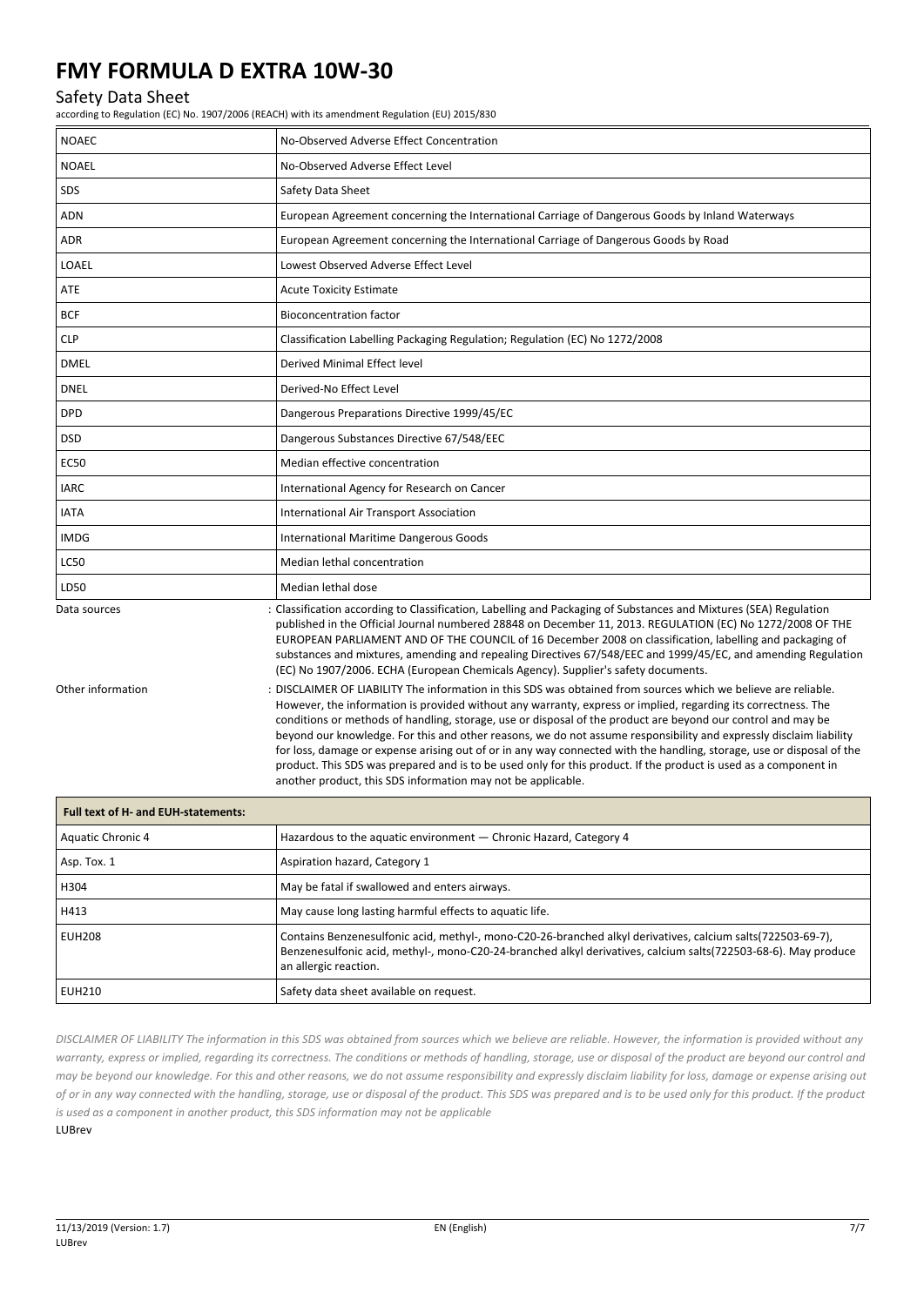| | |
|---|---|
| NOAEC | No-Observed Adverse Effect Concentration |
| NOAEL | No-Observed Adverse Effect Level |
| SDS | Safety Data Sheet |
| ADN | European Agreement concerning the International Carriage of Dangerous Goods by Inland Waterways |
| ADR | European Agreement concerning the International Carriage of Dangerous Goods by Road |
| LOAEL | Lowest Observed Adverse Effect Level |
| ATE | Acute Toxicity Estimate |
| BCF | Bioconcentration factor |
| CLP | Classification Labelling Packaging Regulation; Regulation (EC) No 1272/2008 |
| DMEL | Derived Minimal Effect level |
| DNEL | Derived-No Effect Level |
| DPD | Dangerous Preparations Directive 1999/45/EC |
| DSD | Dangerous Substances Directive 67/548/EEC |
| EC50 | Median effective concentration |
| IARC | International Agency for Research on Cancer |
| IATA | International Air Transport Association |
| IMDG | International Maritime Dangerous Goods |
| LC50 | Median lethal concentration |
| LD50 | Median lethal dose |

Data sources : Classification according to Classification, Labelling and Packaging of Substances and Mixtures (SEA) Regulation published in the Official Journal numbered 28848 on December 11, 2013. REGULATION (EC) No 1272/2008 OF THE EUROPEAN PARLIAMENT AND OF THE COUNCIL of 16 December 2008 on classification, labelling and packaging of substances and mixtures, amending and repealing Directives 67/548/EEC and 1999/45/EC, and amending Regulation (EC) No 1907/2006. ECHA (European Chemicals Agency). Supplier's safety documents.

Other information : DISCLAIMER OF LIABILITY The information in this SDS was obtained from sources which we believe are reliable. However, the information is provided without any warranty, express or implied, regarding its correctness. The conditions or methods of handling, storage, use or disposal of the product are beyond our control and may be beyond our knowledge. For this and other reasons, we do not assume responsibility and expressly disclaim liability for loss, damage or expense arising out of or in any way connected with the handling, storage, use or disposal of the product. This SDS was prepared and is to be used only for this product. If the product is used as a component in another product, this SDS information may not be applicable.

| Full text of H- and EUH-statements: | |
|---|---|
| Aquatic Chronic 4 | Hazardous to the aquatic environment — Chronic Hazard, Category 4 |
| Asp. Tox. 1 | Aspiration hazard, Category 1 |
| H304 | May be fatal if swallowed and enters airways. |
| H413 | May cause long lasting harmful effects to aquatic life. |
| EUH208 | Contains Benzenesulfonic acid, methyl-, mono-C20-26-branched alkyl derivatives, calcium salts(722503-69-7), Benzenesulfonic acid, methyl-, mono-C20-24-branched alkyl derivatives, calcium salts(722503-68-6). May produce an allergic reaction. |
| EUH210 | Safety data sheet available on request. |

*DISCLAIMER OF LIABILITY The information in this SDS was obtained from sources which we believe are reliable. However, the information is provided without any warranty, express or implied, regarding its correctness. The conditions or methods of handling, storage, use or disposal of the product are beyond our control and may be beyond our knowledge. For this and other reasons, we do not assume responsibility and expressly disclaim liability for loss, damage or expense arising out of or in any way connected with the handling, storage, use or disposal of the product. This SDS was prepared and is to be used only for this product. If the product is used as a component in another product, this SDS information may not be applicable*

LUBrev